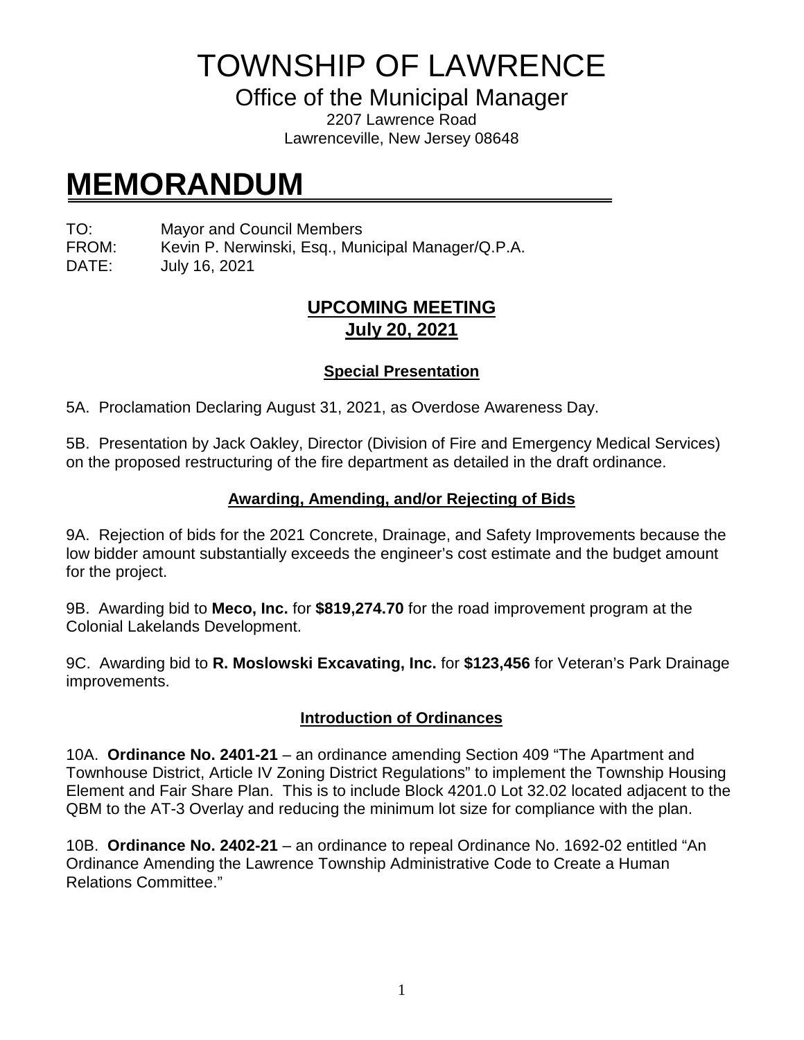# TOWNSHIP OF LAWRENCE

## Office of the Municipal Manager

2207 Lawrence Road
Lawrenceville, New Jersey 08648

# MEMORANDUM

TO: Mayor and Council Members
FROM: Kevin P. Nerwinski, Esq., Municipal Manager/Q.P.A.
DATE: July 16, 2021

## UPCOMING MEETING
## July 20, 2021

### Special Presentation

5A. Proclamation Declaring August 31, 2021, as Overdose Awareness Day.

5B. Presentation by Jack Oakley, Director (Division of Fire and Emergency Medical Services) on the proposed restructuring of the fire department as detailed in the draft ordinance.

### Awarding, Amending, and/or Rejecting of Bids

9A. Rejection of bids for the 2021 Concrete, Drainage, and Safety Improvements because the low bidder amount substantially exceeds the engineer's cost estimate and the budget amount for the project.

9B. Awarding bid to **Meco, Inc.** for **$819,274.70** for the road improvement program at the Colonial Lakelands Development.

9C. Awarding bid to **R. Moslowski Excavating, Inc.** for **$123,456** for Veteran's Park Drainage improvements.

### Introduction of Ordinances

10A. **Ordinance No. 2401-21** – an ordinance amending Section 409 "The Apartment and Townhouse District, Article IV Zoning District Regulations" to implement the Township Housing Element and Fair Share Plan. This is to include Block 4201.0 Lot 32.02 located adjacent to the QBM to the AT-3 Overlay and reducing the minimum lot size for compliance with the plan.

10B. **Ordinance No. 2402-21** – an ordinance to repeal Ordinance No. 1692-02 entitled "An Ordinance Amending the Lawrence Township Administrative Code to Create a Human Relations Committee."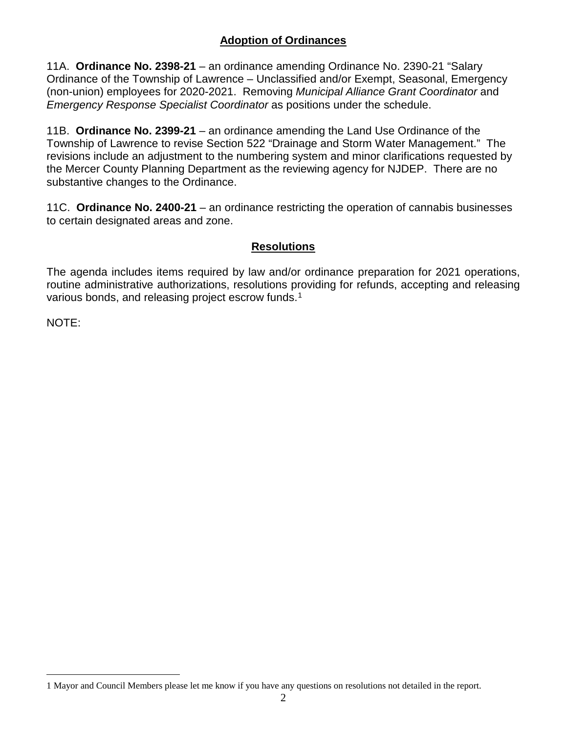## **Adoption of Ordinances**

11A. **Ordinance No. 2398-21** – an ordinance amending Ordinance No. 2390-21 "Salary Ordinance of the Township of Lawrence – Unclassified and/or Exempt, Seasonal, Emergency (non-union) employees for 2020-2021. Removing *Municipal Alliance Grant Coordinator* and *Emergency Response Specialist Coordinator* as positions under the schedule.

11B. **Ordinance No. 2399-21** – an ordinance amending the Land Use Ordinance of the Township of Lawrence to revise Section 522 "Drainage and Storm Water Management." The revisions include an adjustment to the numbering system and minor clarifications requested by the Mercer County Planning Department as the reviewing agency for NJDEP. There are no substantive changes to the Ordinance.

11C. **Ordinance No. 2400-21** – an ordinance restricting the operation of cannabis businesses to certain designated areas and zone.

## **Resolutions**

The agenda includes items required by law and/or ordinance preparation for 2021 operations, routine administrative authorizations, resolutions providing for refunds, accepting and releasing various bonds, and releasing project escrow funds.[1]

NOTE:

1 Mayor and Council Members please let me know if you have any questions on resolutions not detailed in the report.